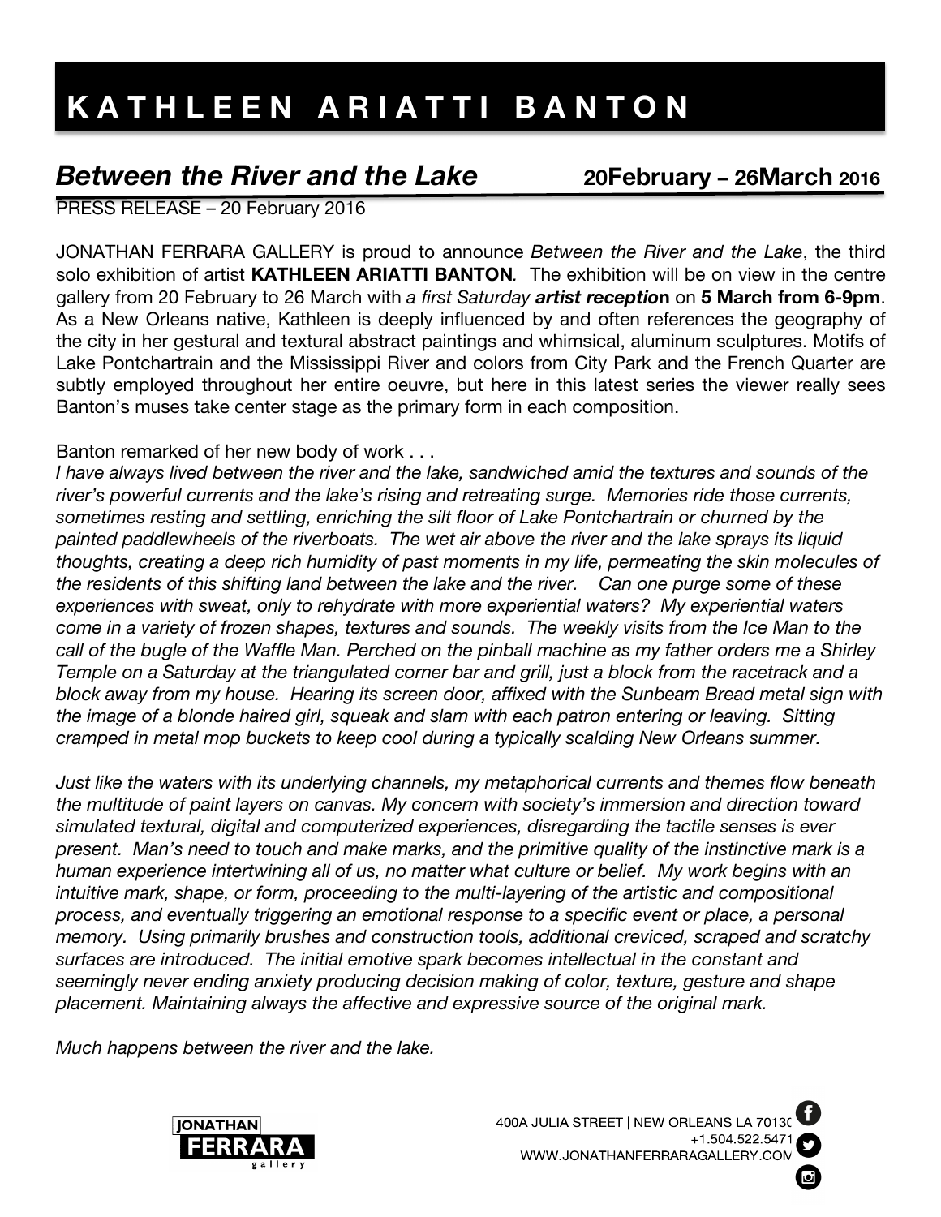# KATHLEEN ARIATTI BANTON

## *Between the River and the Lake* **20February – 26March 2016**

PRESS RELEASE – 20 February 2016

JONATHAN FERRARA GALLERY is proud to announce *Between the River and the Lake*, the third solo exhibition of artist **KATHLEEN ARIATTI BANTON**. The exhibition will be on view in the centre gallery from 20 February to 26 March with *a first Saturday* ***artist receptio*****n** on **5 March from 6-9pm**. As a New Orleans native, Kathleen is deeply influenced by and often references the geography of the city in her gestural and textural abstract paintings and whimsical, aluminum sculptures. Motifs of Lake Pontchartrain and the Mississippi River and colors from City Park and the French Quarter are subtly employed throughout her entire oeuvre, but here in this latest series the viewer really sees Banton's muses take center stage as the primary form in each composition.

Banton remarked of her new body of work . . .
*I have always lived between the river and the lake, sandwiched amid the textures and sounds of the river's powerful currents and the lake's rising and retreating surge. Memories ride those currents, sometimes resting and settling, enriching the silt floor of Lake Pontchartrain or churned by the painted paddlewheels of the riverboats. The wet air above the river and the lake sprays its liquid thoughts, creating a deep rich humidity of past moments in my life, permeating the skin molecules of the residents of this shifting land between the lake and the river. Can one purge some of these experiences with sweat, only to rehydrate with more experiential waters? My experiential waters come in a variety of frozen shapes, textures and sounds. The weekly visits from the Ice Man to the call of the bugle of the Waffle Man. Perched on the pinball machine as my father orders me a Shirley Temple on a Saturday at the triangulated corner bar and grill, just a block from the racetrack and a block away from my house. Hearing its screen door, affixed with the Sunbeam Bread metal sign with the image of a blonde haired girl, squeak and slam with each patron entering or leaving. Sitting cramped in metal mop buckets to keep cool during a typically scalding New Orleans summer.*

*Just like the waters with its underlying channels, my metaphorical currents and themes flow beneath the multitude of paint layers on canvas. My concern with society's immersion and direction toward simulated textural, digital and computerized experiences, disregarding the tactile senses is ever present. Man's need to touch and make marks, and the primitive quality of the instinctive mark is a human experience intertwining all of us, no matter what culture or belief. My work begins with an intuitive mark, shape, or form, proceeding to the multi-layering of the artistic and compositional process, and eventually triggering an emotional response to a specific event or place, a personal memory. Using primarily brushes and construction tools, additional creviced, scraped and scratchy surfaces are introduced. The initial emotive spark becomes intellectual in the constant and seemingly never ending anxiety producing decision making of color, texture, gesture and shape placement. Maintaining always the affective and expressive source of the original mark.*

*Much happens between the river and the lake.*

JONATHAN FERRARA gallery

400A JULIA STREET | NEW ORLEANS LA 70130
+1.504.522.5471
WWW.JONATHANFERRARAGALLERY.COM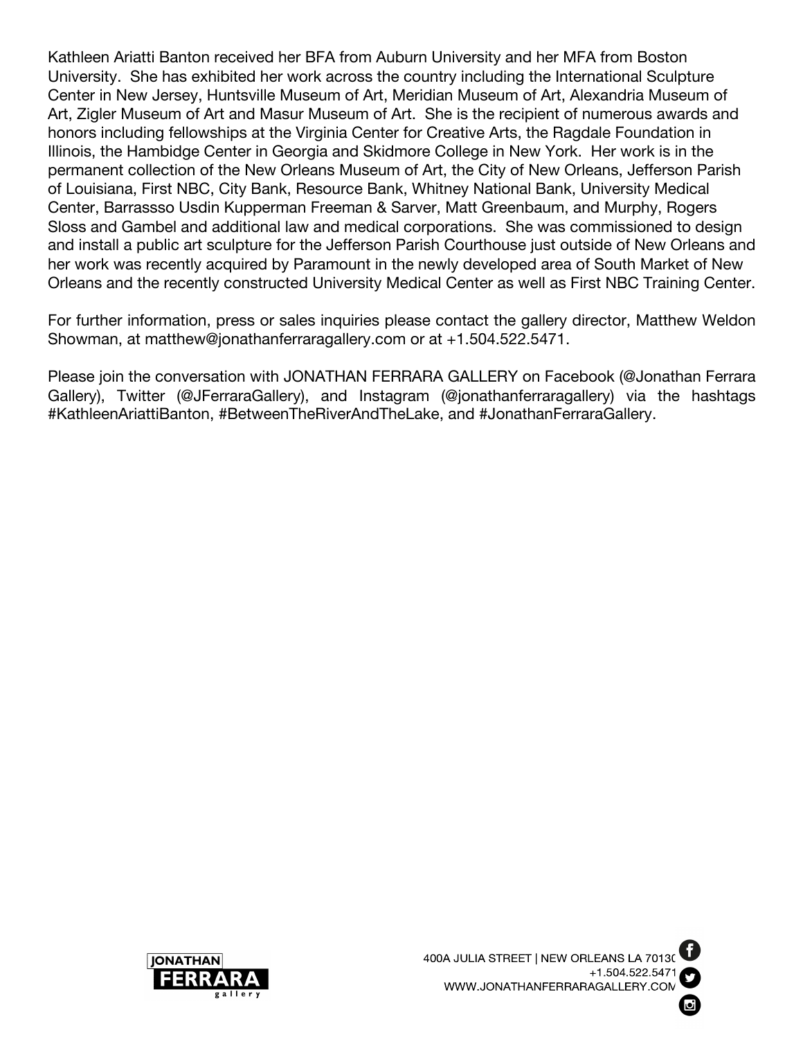Kathleen Ariatti Banton received her BFA from Auburn University and her MFA from Boston University. She has exhibited her work across the country including the International Sculpture Center in New Jersey, Huntsville Museum of Art, Meridian Museum of Art, Alexandria Museum of Art, Zigler Museum of Art and Masur Museum of Art. She is the recipient of numerous awards and honors including fellowships at the Virginia Center for Creative Arts, the Ragdale Foundation in Illinois, the Hambidge Center in Georgia and Skidmore College in New York. Her work is in the permanent collection of the New Orleans Museum of Art, the City of New Orleans, Jefferson Parish of Louisiana, First NBC, City Bank, Resource Bank, Whitney National Bank, University Medical Center, Barrassso Usdin Kupperman Freeman & Sarver, Matt Greenbaum, and Murphy, Rogers Sloss and Gambel and additional law and medical corporations. She was commissioned to design and install a public art sculpture for the Jefferson Parish Courthouse just outside of New Orleans and her work was recently acquired by Paramount in the newly developed area of South Market of New Orleans and the recently constructed University Medical Center as well as First NBC Training Center.

For further information, press or sales inquiries please contact the gallery director, Matthew Weldon Showman, at matthew@jonathanferraragallery.com or at +1.504.522.5471.

Please join the conversation with JONATHAN FERRARA GALLERY on Facebook (@Jonathan Ferrara Gallery), Twitter (@JFerraraGallery), and Instagram (@jonathanferraragallery) via the hashtags #KathleenAriattiBanton, #BetweenTheRiverAndTheLake, and #JonathanFerraraGallery.